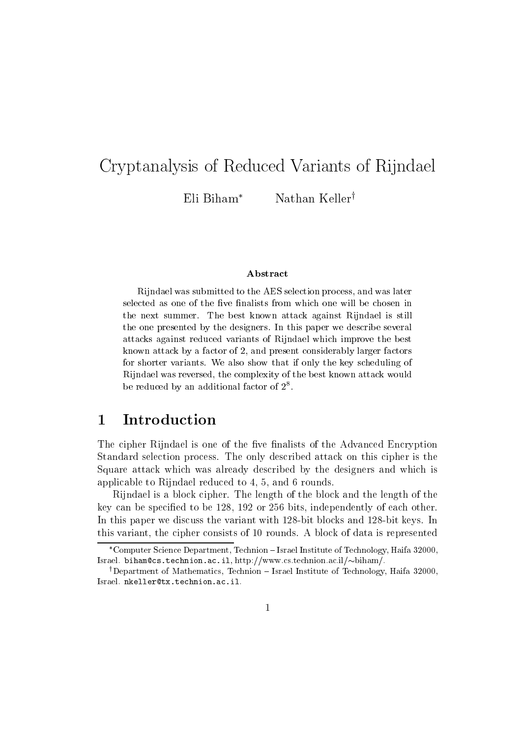// Cryptanalysis of Reduced Variants of Rijndael

Eli Biham* Nathan Keller†

**Abstract**

Rijndael was submitted to the AES selection process, and was later selected as one of the five finalists from which one will be chosen in the next summer. The best known attack against Rijndael is still the one presented by the designers. In this paper we describe several attacks against reduced variants of Rijndael which improve the best known attack by a factor of 2, and present considerably larger factors for shorter variants. We also show that if only the key scheduling of Rijndael was reversed, the complexity of the best known attack would be reduced by an additional factor of $2^8$.

## 1 Introduction

The cipher Rijndael is one of the five finalists of the Advanced Encryption Standard selection process. The only described attack on this cipher is the Square attack which was already described by the designers and which is applicable to Rijndael reduced to 4, 5, and 6 rounds.

Rijndael is a block cipher. The length of the block and the length of the key can be specified to be 128, 192 or 256 bits, independently of each other. In this paper we discuss the variant with 128-bit blocks and 128-bit keys. In this variant, the cipher consists of 10 rounds. A block of data is represented

*Computer Science Department, Technion – Israel Institute of Technology, Haifa 32000, Israel. biham@cs.technion.ac.il, http://www.cs.technion.ac.il/~biham/.

†Department of Mathematics, Technion – Israel Institute of Technology, Haifa 32000, Israel. nkeller@tx.technion.ac.il.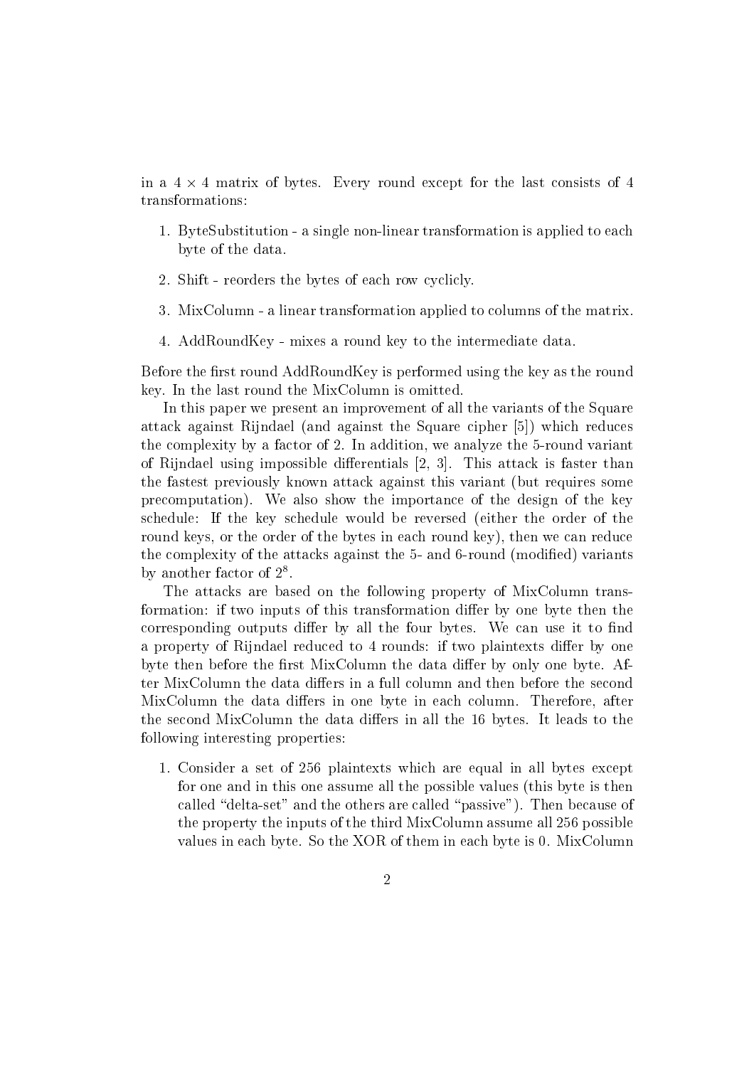in a $4 \times 4$ matrix of bytes. Every round except for the last consists of 4 transformations:

1. ByteSubstitution - a single non-linear transformation is applied to each byte of the data.
2. Shift - reorders the bytes of each row cyclicly.
3. MixColumn - a linear transformation applied to columns of the matrix.
4. AddRoundKey - mixes a round key to the intermediate data.

Before the first round AddRoundKey is performed using the key as the round key. In the last round the MixColumn is omitted.

In this paper we present an improvement of all the variants of the Square attack against Rijndael (and against the Square cipher [5]) which reduces the complexity by a factor of 2. In addition, we analyze the 5-round variant of Rijndael using impossible differentials [2, 3]. This attack is faster than the fastest previously known attack against this variant (but requires some precomputation). We also show the importance of the design of the key schedule: If the key schedule would be reversed (either the order of the round keys, or the order of the bytes in each round key), then we can reduce the complexity of the attacks against the 5- and 6-round (modified) variants by another factor of $2^8$.

The attacks are based on the following property of MixColumn transformation: if two inputs of this transformation differ by one byte then the corresponding outputs differ by all the four bytes. We can use it to find a property of Rijndael reduced to 4 rounds: if two plaintexts differ by one byte then before the first MixColumn the data differ by only one byte. After MixColumn the data differs in a full column and then before the second MixColumn the data differs in one byte in each column. Therefore, after the second MixColumn the data differs in all the 16 bytes. It leads to the following interesting properties:

1. Consider a set of 256 plaintexts which are equal in all bytes except for one and in this one assume all the possible values (this byte is then called "delta-set" and the others are called "passive"). Then because of the property the inputs of the third MixColumn assume all 256 possible values in each byte. So the XOR of them in each byte is 0. MixColumn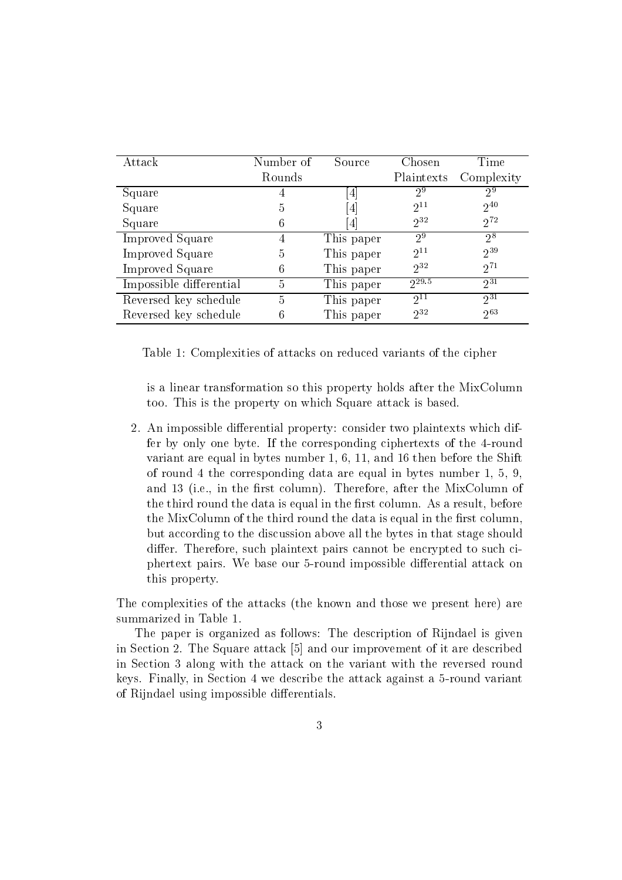| Attack | Number of Rounds | Source | Chosen Plaintexts | Time Complexity |
|---|---|---|---|---|
| Square | 4 | [4] | $2^9$ | $2^9$ |
| Square | 5 | [4] | $2^{11}$ | $2^{40}$ |
| Square | 6 | [4] | $2^{32}$ | $2^{72}$ |
| Improved Square | 4 | This paper | $2^9$ | $2^8$ |
| Improved Square | 5 | This paper | $2^{11}$ | $2^{39}$ |
| Improved Square | 6 | This paper | $2^{32}$ | $2^{71}$ |
| Impossible differential | 5 | This paper | $2^{29.5}$ | $2^{31}$ |
| Reversed key schedule | 5 | This paper | $2^{11}$ | $2^{31}$ |
| Reversed key schedule | 6 | This paper | $2^{32}$ | $2^{63}$ |

Table 1: Complexities of attacks on reduced variants of the cipher

is a linear transformation so this property holds after the MixColumn too. This is the property on which Square attack is based.

2. An impossible differential property: consider two plaintexts which differ by only one byte. If the corresponding ciphertexts of the 4-round variant are equal in bytes number 1, 6, 11, and 16 then before the Shift of round 4 the corresponding data are equal in bytes number 1, 5, 9, and 13 (i.e., in the first column). Therefore, after the MixColumn of the third round the data is equal in the first column. As a result, before the MixColumn of the third round the data is equal in the first column, but according to the discussion above all the bytes in that stage should differ. Therefore, such plaintext pairs cannot be encrypted to such ciphertext pairs. We base our 5-round impossible differential attack on this property.

The complexities of the attacks (the known and those we present here) are summarized in Table 1.

The paper is organized as follows: The description of Rijndael is given in Section 2. The Square attack [5] and our improvement of it are described in Section 3 along with the attack on the variant with the reversed round keys. Finally, in Section 4 we describe the attack against a 5-round variant of Rijndael using impossible differentials.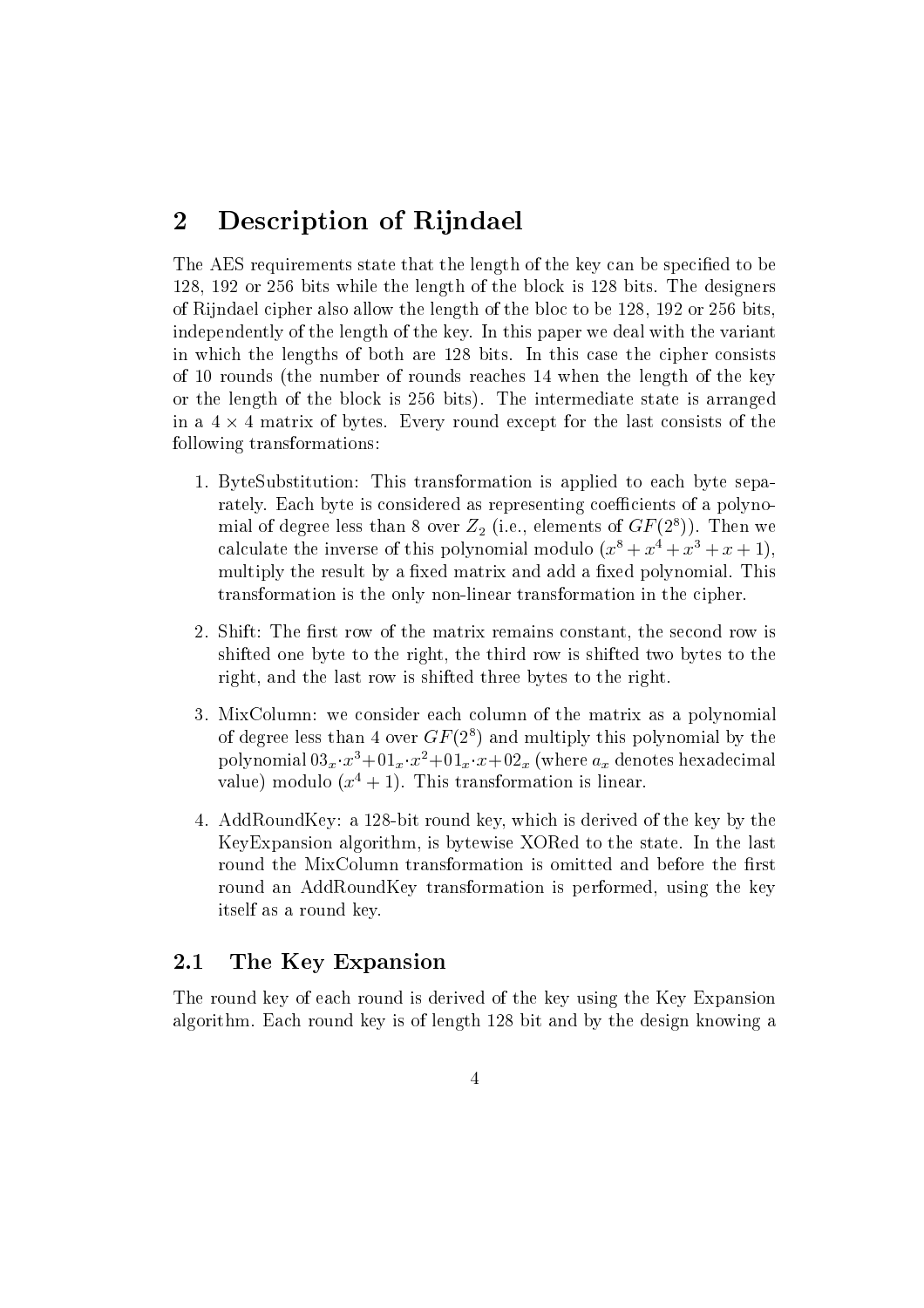## 2 Description of Rijndael

The AES requirements state that the length of the key can be specified to be 128, 192 or 256 bits while the length of the block is 128 bits. The designers of Rijndael cipher also allow the length of the bloc to be 128, 192 or 256 bits, independently of the length of the key. In this paper we deal with the variant in which the lengths of both are 128 bits. In this case the cipher consists of 10 rounds (the number of rounds reaches 14 when the length of the key or the length of the block is 256 bits). The intermediate state is arranged in a $4 \times 4$ matrix of bytes. Every round except for the last consists of the following transformations:

1. ByteSubstitution: This transformation is applied to each byte separately. Each byte is considered as representing coefficients of a polynomial of degree less than 8 over $Z_2$ (i.e., elements of $GF(2^8)$). Then we calculate the inverse of this polynomial modulo $(x^8 + x^4 + x^3 + x + 1)$, multiply the result by a fixed matrix and add a fixed polynomial. This transformation is the only non-linear transformation in the cipher.

2. Shift: The first row of the matrix remains constant, the second row is shifted one byte to the right, the third row is shifted two bytes to the right, and the last row is shifted three bytes to the right.

3. MixColumn: we consider each column of the matrix as a polynomial of degree less than 4 over $GF(2^8)$ and multiply this polynomial by the polynomial $03_x \cdot x^3 + 01_x \cdot x^2 + 01_x \cdot x + 02_x$ (where $a_x$ denotes hexadecimal value) modulo $(x^4 + 1)$. This transformation is linear.

4. AddRoundKey: a 128-bit round key, which is derived of the key by the KeyExpansion algorithm, is bytewise XORed to the state. In the last round the MixColumn transformation is omitted and before the first round an AddRoundKey transformation is performed, using the key itself as a round key.

### 2.1 The Key Expansion

The round key of each round is derived of the key using the Key Expansion algorithm. Each round key is of length 128 bit and by the design knowing a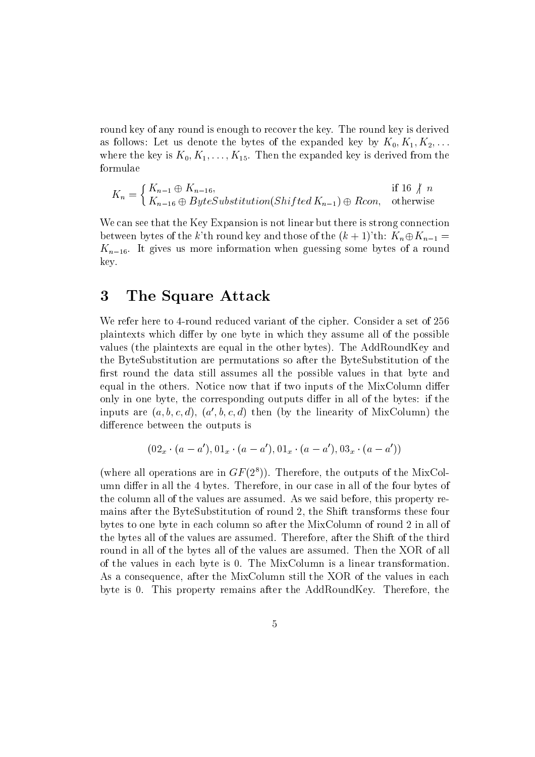round key of any round is enough to recover the key. The round key is derived as follows: Let us denote the bytes of the expanded key by $K_0, K_1, K_2, \ldots$ where the key is $K_0, K_1, \ldots, K_{15}$. Then the expanded key is derived from the formulae

$$K_n = \begin{cases} K_{n-1} \oplus K_{n-16}, & \text{if } 16 \not| \ n \\ K_{n-16} \oplus ByteSubstitution(Shifted\, K_{n-1}) \oplus Rcon, & \text{otherwise} \end{cases}$$

We can see that the Key Expansion is not linear but there is strong connection between bytes of the $k$'th round key and those of the $(k+1)$'th: $K_n \oplus K_{n-1} = K_{n-16}$. It gives us more information when guessing some bytes of a round key.

# 3 The Square Attack

We refer here to 4-round reduced variant of the cipher. Consider a set of 256 plaintexts which differ by one byte in which they assume all of the possible values (the plaintexts are equal in the other bytes). The AddRoundKey and the ByteSubstitution are permutations so after the ByteSubstitution of the first round the data still assumes all the possible values in that byte and equal in the others. Notice now that if two inputs of the MixColumn differ only in one byte, the corresponding outputs differ in all of the bytes: if the inputs are $(a, b, c, d)$, $(a', b, c, d)$ then (by the linearity of MixColumn) the difference between the outputs is

$$(02_x \cdot (a - a'), 01_x \cdot (a - a'), 01_x \cdot (a - a'), 03_x \cdot (a - a'))$$

(where all operations are in $GF(2^8)$). Therefore, the outputs of the MixColumn differ in all the 4 bytes. Therefore, in our case in all of the four bytes of the column all of the values are assumed. As we said before, this property remains after the ByteSubstitution of round 2, the Shift transforms these four bytes to one byte in each column so after the MixColumn of round 2 in all of the bytes all of the values are assumed. Therefore, after the Shift of the third round in all of the bytes all of the values are assumed. Then the XOR of all of the values in each byte is 0. The MixColumn is a linear transformation. As a consequence, after the MixColumn still the XOR of the values in each byte is 0. This property remains after the AddRoundKey. Therefore, the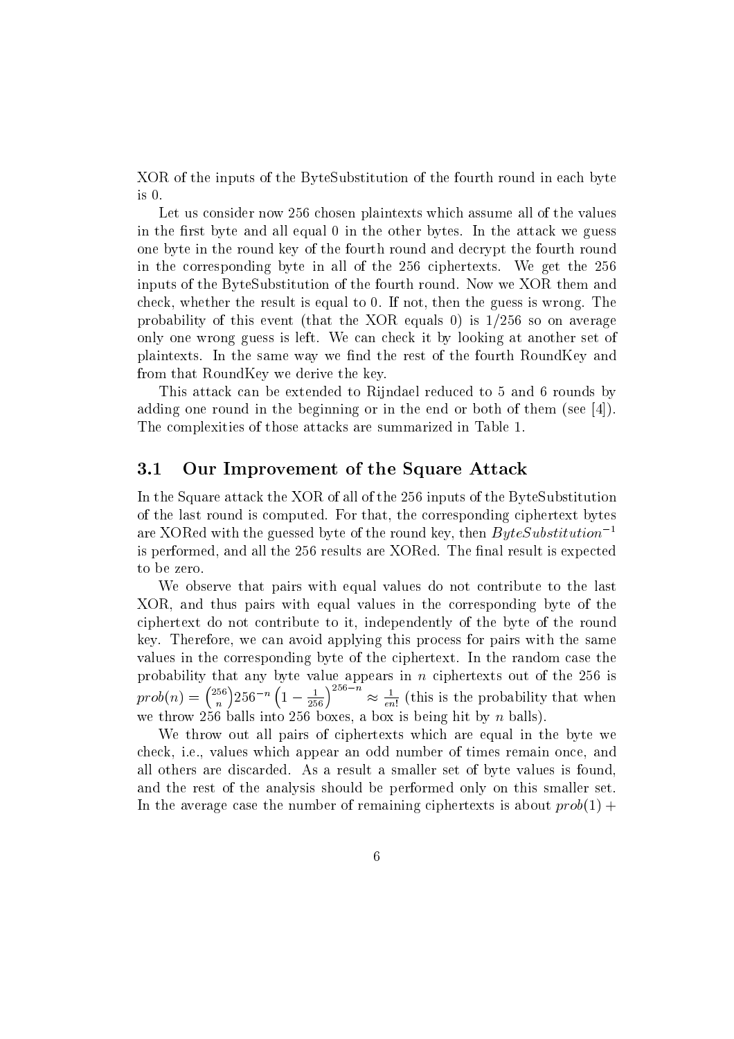XOR of the inputs of the ByteSubstitution of the fourth round in each byte is 0.

Let us consider now 256 chosen plaintexts which assume all of the values in the first byte and all equal 0 in the other bytes. In the attack we guess one byte in the round key of the fourth round and decrypt the fourth round in the corresponding byte in all of the 256 ciphertexts. We get the 256 inputs of the ByteSubstitution of the fourth round. Now we XOR them and check, whether the result is equal to 0. If not, then the guess is wrong. The probability of this event (that the XOR equals 0) is 1/256 so on average only one wrong guess is left. We can check it by looking at another set of plaintexts. In the same way we find the rest of the fourth RoundKey and from that RoundKey we derive the key.

This attack can be extended to Rijndael reduced to 5 and 6 rounds by adding one round in the beginning or in the end or both of them (see [4]). The complexities of those attacks are summarized in Table 1.

### 3.1 Our Improvement of the Square Attack

In the Square attack the XOR of all of the 256 inputs of the ByteSubstitution of the last round is computed. For that, the corresponding ciphertext bytes are XORed with the guessed byte of the round key, then $ByteSubstitution^{-1}$ is performed, and all the 256 results are XORed. The final result is expected to be zero.

We observe that pairs with equal values do not contribute to the last XOR, and thus pairs with equal values in the corresponding byte of the ciphertext do not contribute to it, independently of the byte of the round key. Therefore, we can avoid applying this process for pairs with the same values in the corresponding byte of the ciphertext. In the random case the probability that any byte value appears in $n$ ciphertexts out of the 256 is $prob(n) = \binom{256}{n} 256^{-n} \left(1 - \frac{1}{256}\right)^{256-n} \approx \frac{1}{en!}$ (this is the probability that when we throw 256 balls into 256 boxes, a box is being hit by $n$ balls).

We throw out all pairs of ciphertexts which are equal in the byte we check, i.e., values which appear an odd number of times remain once, and all others are discarded. As a result a smaller set of byte values is found, and the rest of the analysis should be performed only on this smaller set. In the average case the number of remaining ciphertexts is about $prob(1) +$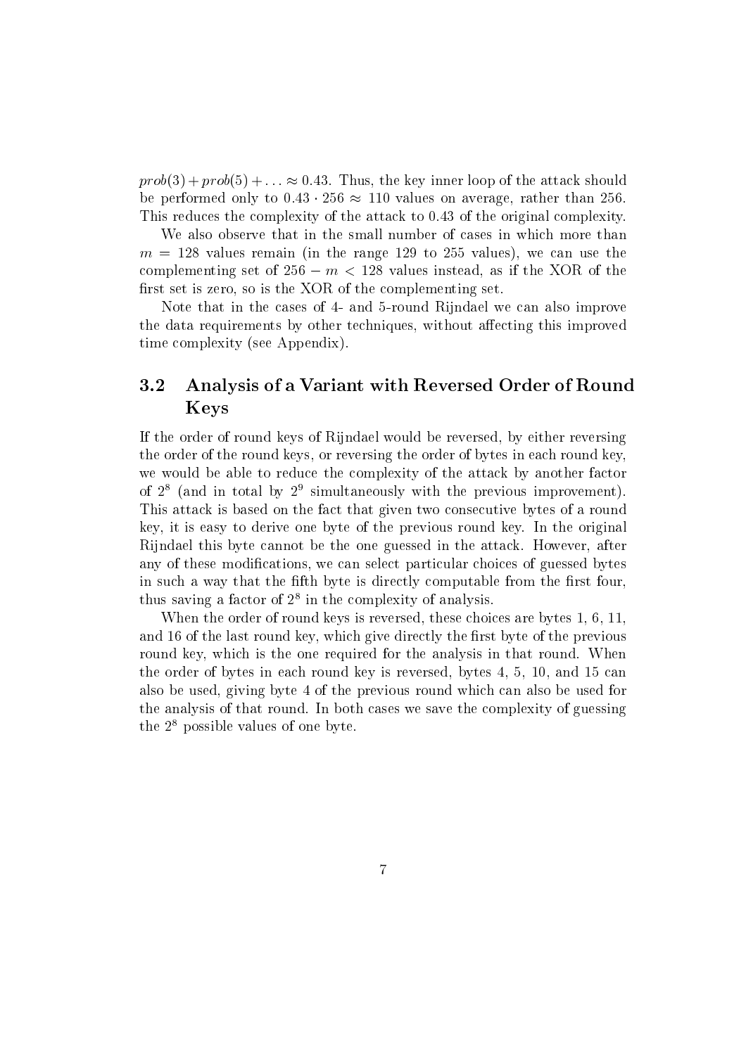$prob(3) + prob(5) + \ldots \approx 0.43$. Thus, the key inner loop of the attack should be performed only to $0.43 \cdot 256 \approx 110$ values on average, rather than 256. This reduces the complexity of the attack to 0.43 of the original complexity.

We also observe that in the small number of cases in which more than $m = 128$ values remain (in the range 129 to 255 values), we can use the complementing set of $256 - m < 128$ values instead, as if the XOR of the first set is zero, so is the XOR of the complementing set.

Note that in the cases of 4- and 5-round Rijndael we can also improve the data requirements by other techniques, without affecting this improved time complexity (see Appendix).

## 3.2 Analysis of a Variant with Reversed Order of Round Keys

If the order of round keys of Rijndael would be reversed, by either reversing the order of the round keys, or reversing the order of bytes in each round key, we would be able to reduce the complexity of the attack by another factor of $2^8$ (and in total by $2^9$ simultaneously with the previous improvement). This attack is based on the fact that given two consecutive bytes of a round key, it is easy to derive one byte of the previous round key. In the original Rijndael this byte cannot be the one guessed in the attack. However, after any of these modifications, we can select particular choices of guessed bytes in such a way that the fifth byte is directly computable from the first four, thus saving a factor of $2^8$ in the complexity of analysis.

When the order of round keys is reversed, these choices are bytes 1, 6, 11, and 16 of the last round key, which give directly the first byte of the previous round key, which is the one required for the analysis in that round. When the order of bytes in each round key is reversed, bytes 4, 5, 10, and 15 can also be used, giving byte 4 of the previous round which can also be used for the analysis of that round. In both cases we save the complexity of guessing the $2^8$ possible values of one byte.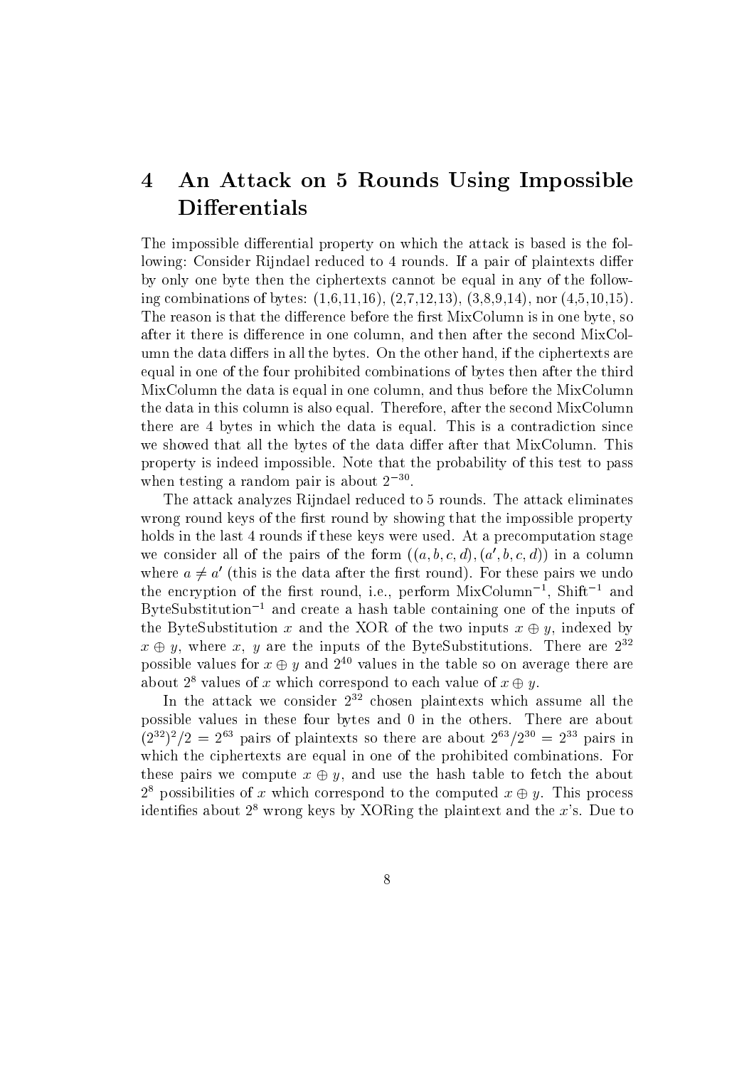# 4 An Attack on 5 Rounds Using Impossible Differentials

The impossible differential property on which the attack is based is the following: Consider Rijndael reduced to 4 rounds. If a pair of plaintexts differ by only one byte then the ciphertexts cannot be equal in any of the following combinations of bytes: (1,6,11,16), (2,7,12,13), (3,8,9,14), nor (4,5,10,15). The reason is that the difference before the first MixColumn is in one byte, so after it there is difference in one column, and then after the second MixColumn the data differs in all the bytes. On the other hand, if the ciphertexts are equal in one of the four prohibited combinations of bytes then after the third MixColumn the data is equal in one column, and thus before the MixColumn the data in this column is also equal. Therefore, after the second MixColumn there are 4 bytes in which the data is equal. This is a contradiction since we showed that all the bytes of the data differ after that MixColumn. This property is indeed impossible. Note that the probability of this test to pass when testing a random pair is about $2^{-30}$.

The attack analyzes Rijndael reduced to 5 rounds. The attack eliminates wrong round keys of the first round by showing that the impossible property holds in the last 4 rounds if these keys were used. At a precomputation stage we consider all of the pairs of the form $((a, b, c, d), (a', b, c, d))$ in a column where $a \neq a'$ (this is the data after the first round). For these pairs we undo the encryption of the first round, i.e., perform MixColumn$^{-1}$, Shift$^{-1}$ and ByteSubstitution$^{-1}$ and create a hash table containing one of the inputs of the ByteSubstitution $x$ and the XOR of the two inputs $x \oplus y$, indexed by $x \oplus y$, where $x$, $y$ are the inputs of the ByteSubstitutions. There are $2^{32}$ possible values for $x \oplus y$ and $2^{40}$ values in the table so on average there are about $2^8$ values of $x$ which correspond to each value of $x \oplus y$.

In the attack we consider $2^{32}$ chosen plaintexts which assume all the possible values in these four bytes and 0 in the others. There are about $(2^{32})^2/2 = 2^{63}$ pairs of plaintexts so there are about $2^{63}/2^{30} = 2^{33}$ pairs in which the ciphertexts are equal in one of the prohibited combinations. For these pairs we compute $x \oplus y$, and use the hash table to fetch the about $2^8$ possibilities of $x$ which correspond to the computed $x \oplus y$. This process identifies about $2^8$ wrong keys by XORing the plaintext and the $x$'s. Due to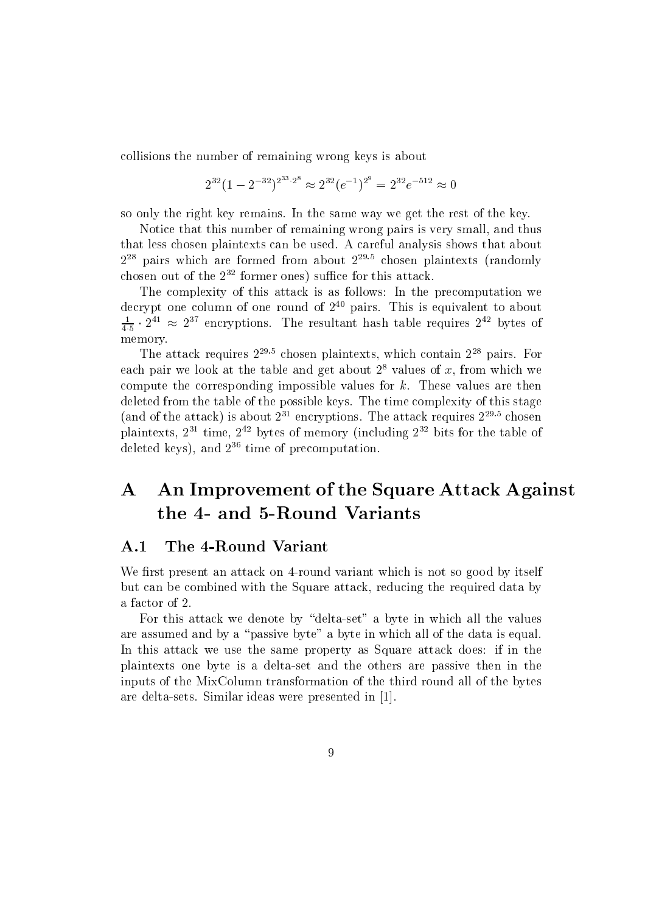collisions the number of remaining wrong keys is about

$$2^{32}(1-2^{-32})^{2^{33}\cdot 2^8} \approx 2^{32}(e^{-1})^{2^9} = 2^{32}e^{-512} \approx 0$$

so only the right key remains. In the same way we get the rest of the key.

Notice that this number of remaining wrong pairs is very small, and thus that less chosen plaintexts can be used. A careful analysis shows that about $2^{28}$ pairs which are formed from about $2^{29.5}$ chosen plaintexts (randomly chosen out of the $2^{32}$ former ones) suffice for this attack.

The complexity of this attack is as follows: In the precomputation we decrypt one column of one round of $2^{40}$ pairs. This is equivalent to about $\frac{1}{4\cdot 5}\cdot 2^{41} \approx 2^{37}$ encryptions. The resultant hash table requires $2^{42}$ bytes of memory.

The attack requires $2^{29.5}$ chosen plaintexts, which contain $2^{28}$ pairs. For each pair we look at the table and get about $2^8$ values of $x$, from which we compute the corresponding impossible values for $k$. These values are then deleted from the table of the possible keys. The time complexity of this stage (and of the attack) is about $2^{31}$ encryptions. The attack requires $2^{29.5}$ chosen plaintexts, $2^{31}$ time, $2^{42}$ bytes of memory (including $2^{32}$ bits for the table of deleted keys), and $2^{36}$ time of precomputation.

# A An Improvement of the Square Attack Against the 4- and 5-Round Variants

## A.1 The 4-Round Variant

We first present an attack on 4-round variant which is not so good by itself but can be combined with the Square attack, reducing the required data by a factor of 2.

For this attack we denote by "delta-set" a byte in which all the values are assumed and by a "passive byte" a byte in which all of the data is equal. In this attack we use the same property as Square attack does: if in the plaintexts one byte is a delta-set and the others are passive then in the inputs of the MixColumn transformation of the third round all of the bytes are delta-sets. Similar ideas were presented in [1].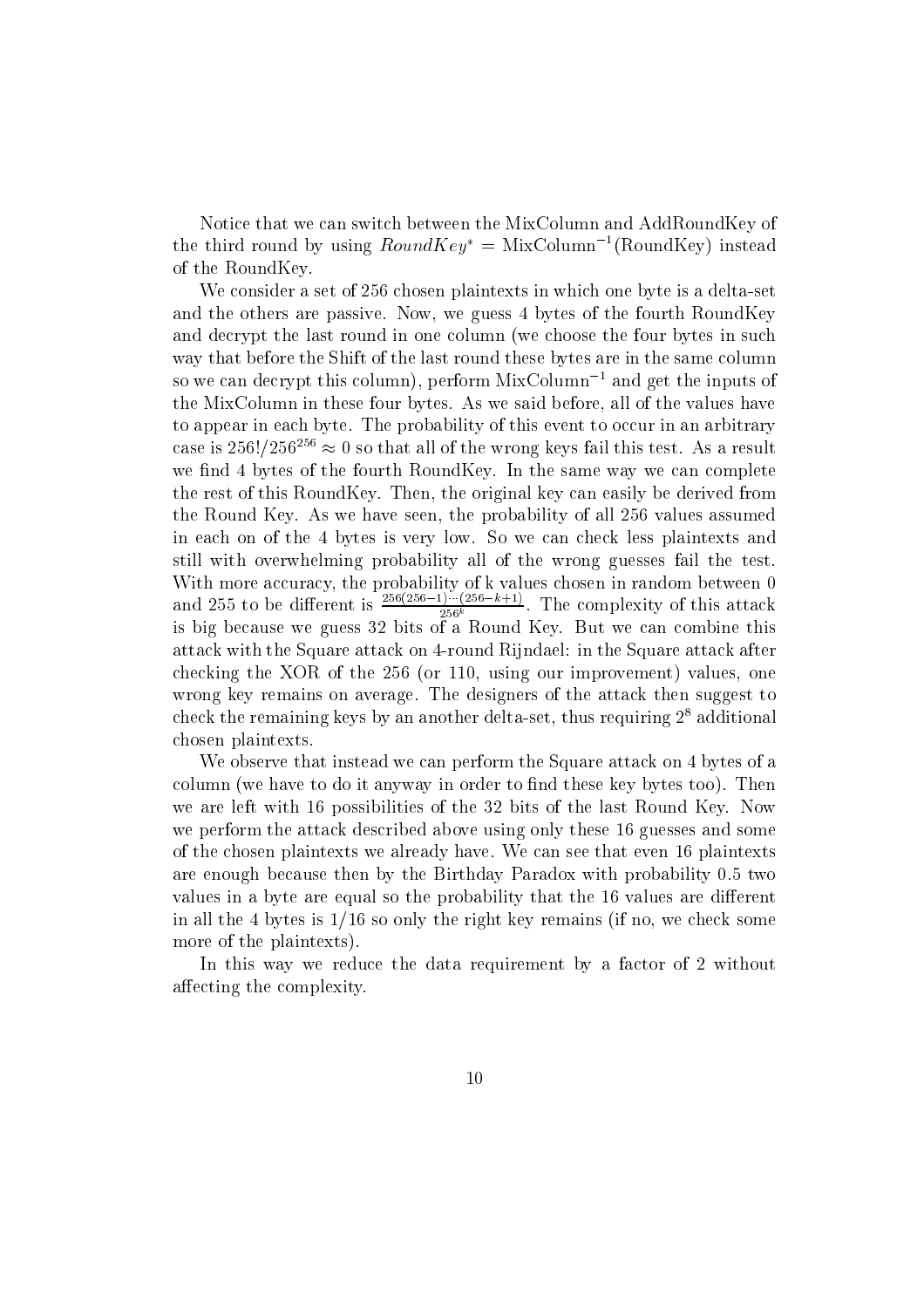Notice that we can switch between the MixColumn and AddRoundKey of the third round by using $RoundKey^* = \text{MixColumn}^{-1}(\text{RoundKey})$ instead of the RoundKey.

We consider a set of 256 chosen plaintexts in which one byte is a delta-set and the others are passive. Now, we guess 4 bytes of the fourth RoundKey and decrypt the last round in one column (we choose the four bytes in such way that before the Shift of the last round these bytes are in the same column so we can decrypt this column), perform $\text{MixColumn}^{-1}$ and get the inputs of the MixColumn in these four bytes. As we said before, all of the values have to appear in each byte. The probability of this event to occur in an arbitrary case is $256!/256^{256} \approx 0$ so that all of the wrong keys fail this test. As a result we find 4 bytes of the fourth RoundKey. In the same way we can complete the rest of this RoundKey. Then, the original key can easily be derived from the Round Key. As we have seen, the probability of all 256 values assumed in each on of the 4 bytes is very low. So we can check less plaintexts and still with overwhelming probability all of the wrong guesses fail the test. With more accuracy, the probability of k values chosen in random between 0 and 255 to be different is $\frac{256(256-1)\cdots(256-k+1)}{256^k}$. The complexity of this attack is big because we guess 32 bits of a Round Key. But we can combine this attack with the Square attack on 4-round Rijndael: in the Square attack after checking the XOR of the 256 (or 110, using our improvement) values, one wrong key remains on average. The designers of the attack then suggest to check the remaining keys by an another delta-set, thus requiring $2^8$ additional chosen plaintexts.

We observe that instead we can perform the Square attack on 4 bytes of a column (we have to do it anyway in order to find these key bytes too). Then we are left with 16 possibilities of the 32 bits of the last Round Key. Now we perform the attack described above using only these 16 guesses and some of the chosen plaintexts we already have. We can see that even 16 plaintexts are enough because then by the Birthday Paradox with probability 0.5 two values in a byte are equal so the probability that the 16 values are different in all the 4 bytes is 1/16 so only the right key remains (if no, we check some more of the plaintexts).

In this way we reduce the data requirement by a factor of 2 without affecting the complexity.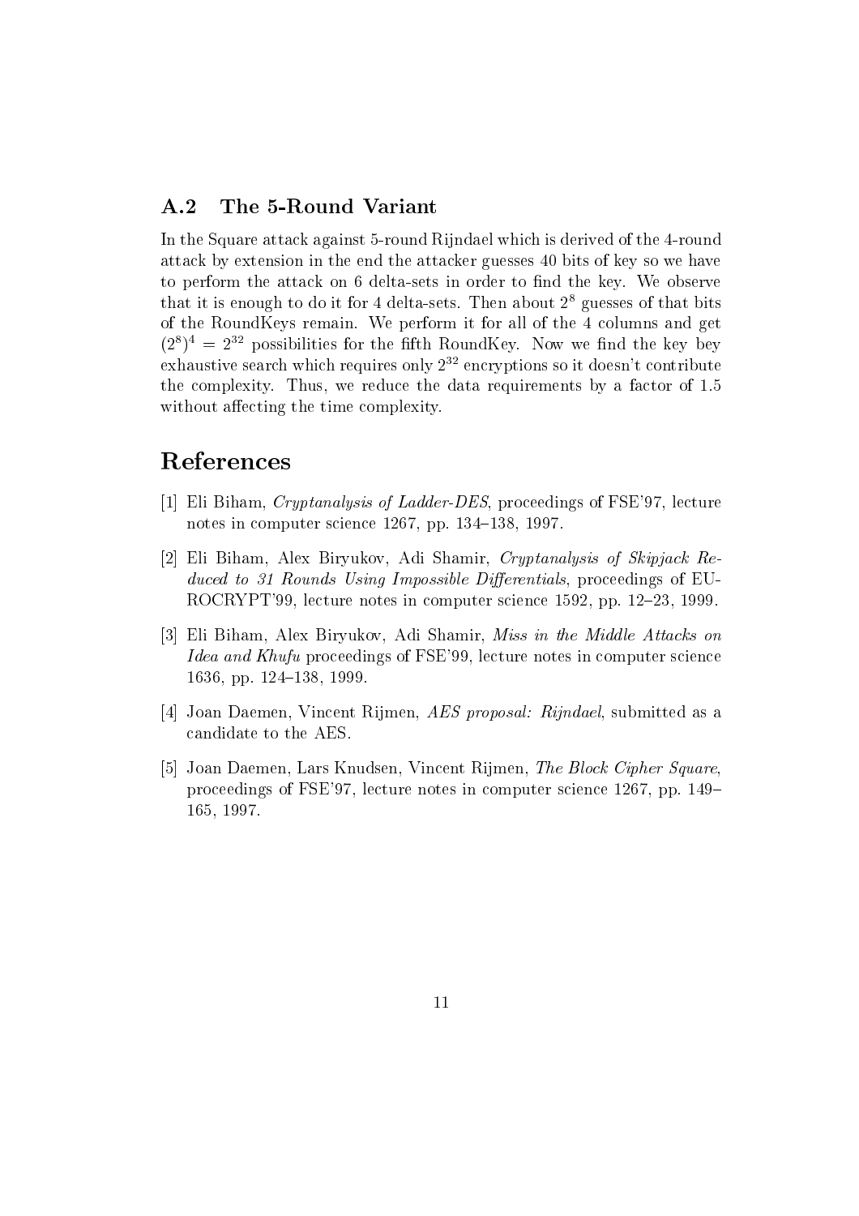### A.2 The 5-Round Variant

In the Square attack against 5-round Rijndael which is derived of the 4-round attack by extension in the end the attacker guesses 40 bits of key so we have to perform the attack on 6 delta-sets in order to find the key. We observe that it is enough to do it for 4 delta-sets. Then about $2^8$ guesses of that bits of the RoundKeys remain. We perform it for all of the 4 columns and get $(2^8)^4 = 2^{32}$ possibilities for the fifth RoundKey. Now we find the key bey exhaustive search which requires only $2^{32}$ encryptions so it doesn't contribute the complexity. Thus, we reduce the data requirements by a factor of 1.5 without affecting the time complexity.

## References

[1] Eli Biham, *Cryptanalysis of Ladder-DES*, proceedings of FSE'97, lecture notes in computer science 1267, pp. 134–138, 1997.

[2] Eli Biham, Alex Biryukov, Adi Shamir, *Cryptanalysis of Skipjack Reduced to 31 Rounds Using Impossible Differentials*, proceedings of EUROCRYPT'99, lecture notes in computer science 1592, pp. 12–23, 1999.

[3] Eli Biham, Alex Biryukov, Adi Shamir, *Miss in the Middle Attacks on Idea and Khufu* proceedings of FSE'99, lecture notes in computer science 1636, pp. 124–138, 1999.

[4] Joan Daemen, Vincent Rijmen, *AES proposal: Rijndael*, submitted as a candidate to the AES.

[5] Joan Daemen, Lars Knudsen, Vincent Rijmen, *The Block Cipher Square*, proceedings of FSE'97, lecture notes in computer science 1267, pp. 149–165, 1997.